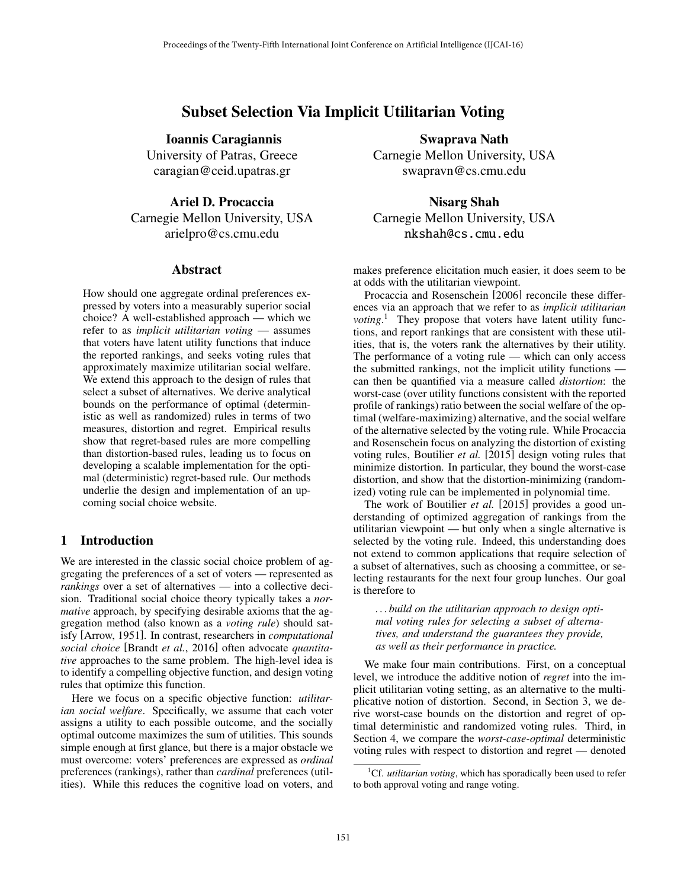# Subset Selection Via Implicit Utilitarian Voting

**Ioannis Caragiannis**
University of Patras, Greece
caragian@ceid.upatras.gr

**Swaprava Nath**
Carnegie Mellon University, USA
swapravn@cs.cmu.edu

**Ariel D. Procaccia**
Carnegie Mellon University, USA
arielpro@cs.cmu.edu

**Nisarg Shah**
Carnegie Mellon University, USA
nkshah@cs.cmu.edu

## Abstract

How should one aggregate ordinal preferences expressed by voters into a measurably superior social choice? A well-established approach — which we refer to as *implicit utilitarian voting* — assumes that voters have latent utility functions that induce the reported rankings, and seeks voting rules that approximately maximize utilitarian social welfare. We extend this approach to the design of rules that select a subset of alternatives. We derive analytical bounds on the performance of optimal (deterministic as well as randomized) rules in terms of two measures, distortion and regret. Empirical results show that regret-based rules are more compelling than distortion-based rules, leading us to focus on developing a scalable implementation for the optimal (deterministic) regret-based rule. Our methods underlie the design and implementation of an upcoming social choice website.

## 1 Introduction

We are interested in the classic social choice problem of aggregating the preferences of a set of voters — represented as *rankings* over a set of alternatives — into a collective decision. Traditional social choice theory typically takes a *normative* approach, by specifying desirable axioms that the aggregation method (also known as a *voting rule*) should satisfy [Arrow, 1951]. In contrast, researchers in *computational social choice* [Brandt *et al.*, 2016] often advocate *quantitative* approaches to the same problem. The high-level idea is to identify a compelling objective function, and design voting rules that optimize this function.

Here we focus on a specific objective function: *utilitarian social welfare*. Specifically, we assume that each voter assigns a utility to each possible outcome, and the socially optimal outcome maximizes the sum of utilities. This sounds simple enough at first glance, but there is a major obstacle we must overcome: voters' preferences are expressed as *ordinal* preferences (rankings), rather than *cardinal* preferences (utilities). While this reduces the cognitive load on voters, and makes preference elicitation much easier, it does seem to be at odds with the utilitarian viewpoint.

Procaccia and Rosenschein [2006] reconcile these differences via an approach that we refer to as *implicit utilitarian voting*.[1] They propose that voters have latent utility functions, and report rankings that are consistent with these utilities, that is, the voters rank the alternatives by their utility. The performance of a voting rule — which can only access the submitted rankings, not the implicit utility functions — can then be quantified via a measure called *distortion*: the worst-case (over utility functions consistent with the reported profile of rankings) ratio between the social welfare of the optimal (welfare-maximizing) alternative, and the social welfare of the alternative selected by the voting rule. While Procaccia and Rosenschein focus on analyzing the distortion of existing voting rules, Boutilier *et al.* [2015] design voting rules that minimize distortion. In particular, they bound the worst-case distortion, and show that the distortion-minimizing (randomized) voting rule can be implemented in polynomial time.

The work of Boutilier *et al.* [2015] provides a good understanding of optimized aggregation of rankings from the utilitarian viewpoint — but only when a single alternative is selected by the voting rule. Indeed, this understanding does not extend to common applications that require selection of a subset of alternatives, such as choosing a committee, or selecting restaurants for the next four group lunches. Our goal is therefore to

> *...build on the utilitarian approach to design optimal voting rules for selecting a subset of alternatives, and understand the guarantees they provide, as well as their performance in practice.*

We make four main contributions. First, on a conceptual level, we introduce the additive notion of *regret* into the implicit utilitarian voting setting, as an alternative to the multiplicative notion of distortion. Second, in Section 3, we derive worst-case bounds on the distortion and regret of optimal deterministic and randomized voting rules. Third, in Section 4, we compare the *worst-case-optimal* deterministic voting rules with respect to distortion and regret — denoted

[1] Cf. *utilitarian voting*, which has sporadically been used to refer to both approval voting and range voting.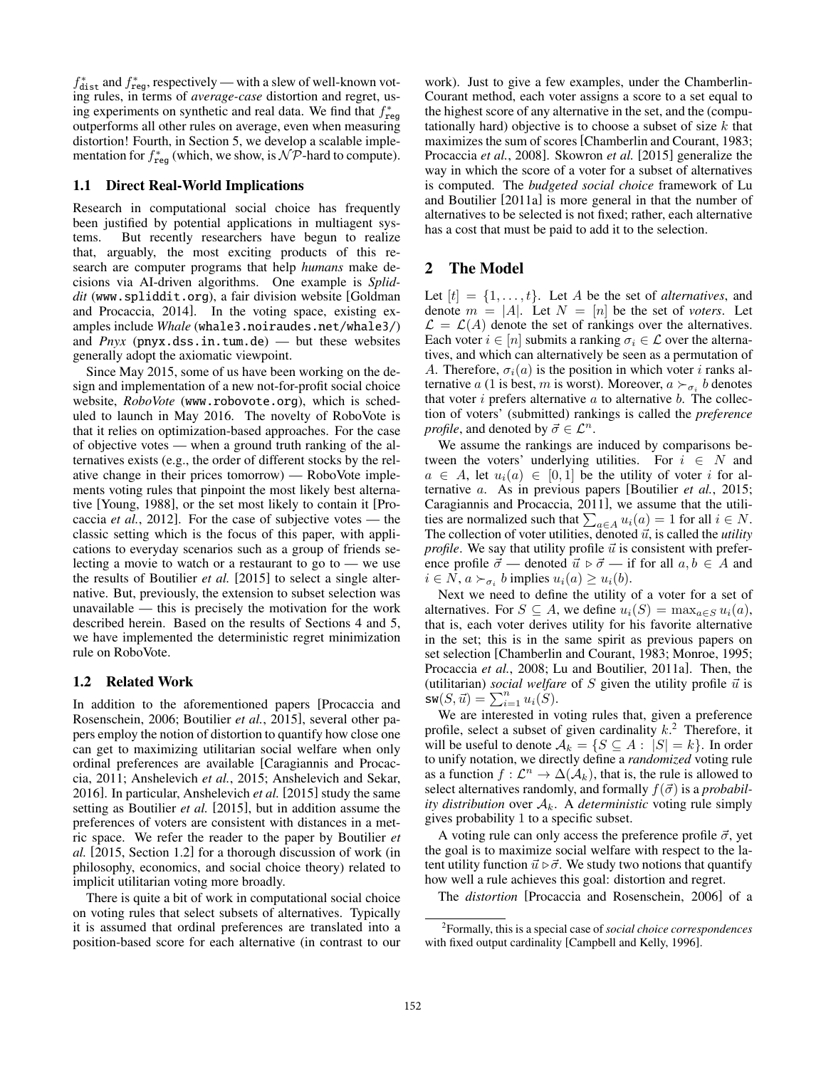$f^*_{\texttt{dist}}$ and $f^*_{\texttt{reg}}$, respectively — with a slew of well-known voting rules, in terms of *average-case* distortion and regret, using experiments on synthetic and real data. We find that $f^*_{\texttt{reg}}$ outperforms all other rules on average, even when measuring distortion! Fourth, in Section 5, we develop a scalable implementation for $f^*_{\texttt{reg}}$ (which, we show, is $\mathcal{NP}$-hard to compute).

### 1.1 Direct Real-World Implications

Research in computational social choice has frequently been justified by potential applications in multiagent systems. But recently researchers have begun to realize that, arguably, the most exciting products of this research are computer programs that help *humans* make decisions via AI-driven algorithms. One example is *Spliddit* (www.spliddit.org), a fair division website [Goldman and Procaccia, 2014]. In the voting space, existing examples include *Whale* (whale3.noiraudes.net/whale3/) and *Pnyx* (pnyx.dss.in.tum.de) — but these websites generally adopt the axiomatic viewpoint.

Since May 2015, some of us have been working on the design and implementation of a new not-for-profit social choice website, *RoboVote* (www.robovote.org), which is scheduled to launch in May 2016. The novelty of RoboVote is that it relies on optimization-based approaches. For the case of objective votes — when a ground truth ranking of the alternatives exists (e.g., the order of different stocks by the relative change in their prices tomorrow) — RoboVote implements voting rules that pinpoint the most likely best alternative [Young, 1988], or the set most likely to contain it [Procaccia *et al.*, 2012]. For the case of subjective votes — the classic setting which is the focus of this paper, with applications to everyday scenarios such as a group of friends selecting a movie to watch or a restaurant to go to — we use the results of Boutilier *et al.* [2015] to select a single alternative. But, previously, the extension to subset selection was unavailable — this is precisely the motivation for the work described herein. Based on the results of Sections 4 and 5, we have implemented the deterministic regret minimization rule on RoboVote.

### 1.2 Related Work

In addition to the aforementioned papers [Procaccia and Rosenschein, 2006; Boutilier *et al.*, 2015], several other papers employ the notion of distortion to quantify how close one can get to maximizing utilitarian social welfare when only ordinal preferences are available [Caragiannis and Procaccia, 2011; Anshelevich *et al.*, 2015; Anshelevich and Sekar, 2016]. In particular, Anshelevich *et al.* [2015] study the same setting as Boutilier *et al.* [2015], but in addition assume the preferences of voters are consistent with distances in a metric space. We refer the reader to the paper by Boutilier *et al.* [2015, Section 1.2] for a thorough discussion of work (in philosophy, economics, and social choice theory) related to implicit utilitarian voting more broadly.

There is quite a bit of work in computational social choice on voting rules that select subsets of alternatives. Typically it is assumed that ordinal preferences are translated into a position-based score for each alternative (in contrast to our work). Just to give a few examples, under the Chamberlin-Courant method, each voter assigns a score to a set equal to the highest score of any alternative in the set, and the (computationally hard) objective is to choose a subset of size $k$ that maximizes the sum of scores [Chamberlin and Courant, 1983; Procaccia *et al.*, 2008]. Skowron *et al.* [2015] generalize the way in which the score of a voter for a subset of alternatives is computed. The *budgeted social choice* framework of Lu and Boutilier [2011a] is more general in that the number of alternatives to be selected is not fixed; rather, each alternative has a cost that must be paid to add it to the selection.

## 2 The Model

Let $[t] = \{1, \ldots, t\}$. Let $A$ be the set of *alternatives*, and denote $m = |A|$. Let $N = [n]$ be the set of *voters*. Let $\mathcal{L} = \mathcal{L}(A)$ denote the set of rankings over the alternatives. Each voter $i \in [n]$ submits a ranking $\sigma_i \in \mathcal{L}$ over the alternatives, and which can alternatively be seen as a permutation of $A$. Therefore, $\sigma_i(a)$ is the position in which voter $i$ ranks alternative $a$ (1 is best, $m$ is worst). Moreover, $a \succ_{\sigma_i} b$ denotes that voter $i$ prefers alternative $a$ to alternative $b$. The collection of voters' (submitted) rankings is called the *preference profile*, and denoted by $\vec{\sigma} \in \mathcal{L}^n$.

We assume the rankings are induced by comparisons between the voters' underlying utilities. For $i \in N$ and $a \in A$, let $u_i(a) \in [0, 1]$ be the utility of voter $i$ for alternative $a$. As in previous papers [Boutilier *et al.*, 2015; Caragiannis and Procaccia, 2011], we assume that the utilities are normalized such that $\sum_{a \in A} u_i(a) = 1$ for all $i \in N$. The collection of voter utilities, denoted $\vec{u}$, is called the *utility profile*. We say that utility profile $\vec{u}$ is consistent with preference profile $\vec{\sigma}$ — denoted $\vec{u} \triangleright \vec{\sigma}$ — if for all $a, b \in A$ and $i \in N$, $a \succ_{\sigma_i} b$ implies $u_i(a) \geq u_i(b)$.

Next we need to define the utility of a voter for a set of alternatives. For $S \subseteq A$, we define $u_i(S) = \max_{a \in S} u_i(a)$, that is, each voter derives utility for his favorite alternative in the set; this is in the same spirit as previous papers on set selection [Chamberlin and Courant, 1983; Monroe, 1995; Procaccia *et al.*, 2008; Lu and Boutilier, 2011a]. Then, the (utilitarian) *social welfare* of $S$ given the utility profile $\vec{u}$ is $\texttt{sw}(S, \vec{u}) = \sum_{i=1}^{n} u_i(S)$.

We are interested in voting rules that, given a preference profile, select a subset of given cardinality $k$.[2] Therefore, it will be useful to denote $\mathcal{A}_k = \{S \subseteq A : |S| = k\}$. In order to unify notation, we directly define a *randomized* voting rule as a function $f : \mathcal{L}^n \to \Delta(\mathcal{A}_k)$, that is, the rule is allowed to select alternatives randomly, and formally $f(\vec{\sigma})$ is a *probability distribution* over $\mathcal{A}_k$. A *deterministic* voting rule simply gives probability 1 to a specific subset.

A voting rule can only access the preference profile $\vec{\sigma}$, yet the goal is to maximize social welfare with respect to the latent utility function $\vec{u} \triangleright \vec{\sigma}$. We study two notions that quantify how well a rule achieves this goal: distortion and regret.

The *distortion* [Procaccia and Rosenschein, 2006] of a

[2] Formally, this is a special case of *social choice correspondences* with fixed output cardinality [Campbell and Kelly, 1996].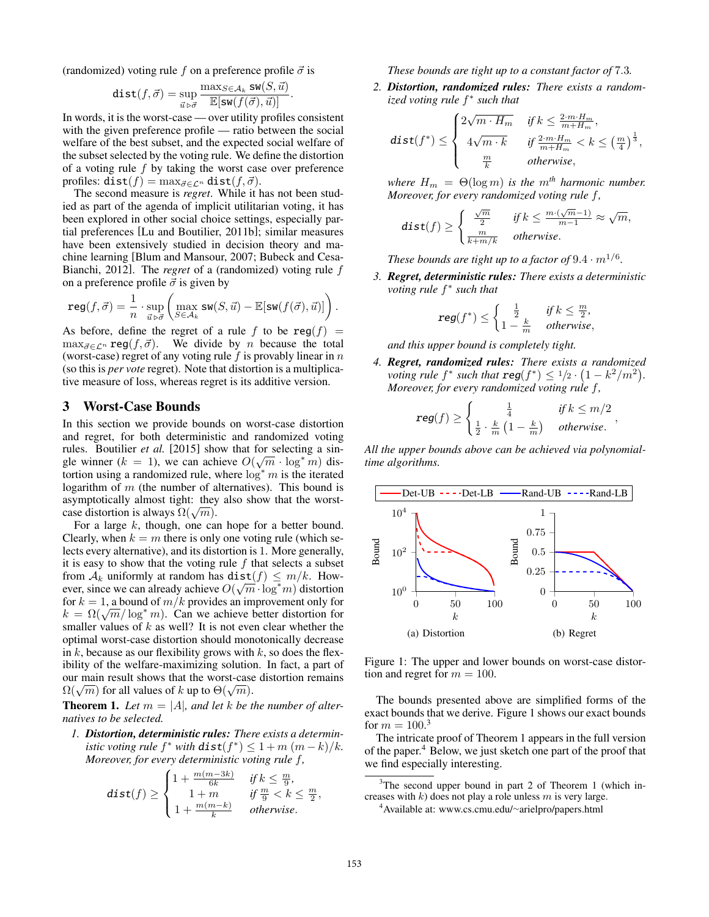(randomized) voting rule $f$ on a preference profile $\vec{\sigma}$ is

$$\texttt{dist}(f, \vec{\sigma}) = \sup_{\vec{u} \triangleright \vec{\sigma}} \frac{\max_{S \in \mathcal{A}_k} \texttt{sw}(S, \vec{u})}{\mathbb{E}[\texttt{sw}(f(\vec{\sigma}), \vec{u})]}.$$

In words, it is the worst-case — over utility profiles consistent with the given preference profile — ratio between the social welfare of the best subset, and the expected social welfare of the subset selected by the voting rule. We define the distortion of a voting rule $f$ by taking the worst case over preference profiles: $\texttt{dist}(f) = \max_{\vec{\sigma} \in \mathcal{L}^n} \texttt{dist}(f, \vec{\sigma})$.

The second measure is *regret*. While it has not been studied as part of the agenda of implicit utilitarian voting, it has been explored in other social choice settings, especially partial preferences [Lu and Boutilier, 2011b]; similar measures have been extensively studied in decision theory and machine learning [Blum and Mansour, 2007; Bubeck and Cesa-Bianchi, 2012]. The *regret* of a (randomized) voting rule $f$ on a preference profile $\vec{\sigma}$ is given by

$$\texttt{reg}(f, \vec{\sigma}) = \frac{1}{n} \cdot \sup_{\vec{u} \triangleright \vec{\sigma}} \left( \max_{S \in \mathcal{A}_k} \texttt{sw}(S, \vec{u}) - \mathbb{E}[\texttt{sw}(f(\vec{\sigma}), \vec{u})] \right).$$

As before, define the regret of a rule $f$ to be $\texttt{reg}(f) = \max_{\vec{\sigma} \in \mathcal{L}^n} \texttt{reg}(f, \vec{\sigma})$. We divide by $n$ because the total (worst-case) regret of any voting rule $f$ is provably linear in $n$ (so this is *per vote* regret). Note that distortion is a multiplicative measure of loss, whereas regret is its additive version.

## 3 Worst-Case Bounds

In this section we provide bounds on worst-case distortion and regret, for both deterministic and randomized voting rules. Boutilier *et al.* [2015] show that for selecting a single winner ($k = 1$), we can achieve $O(\sqrt{m} \cdot \log^* m)$ distortion using a randomized rule, where $\log^* m$ is the iterated logarithm of $m$ (the number of alternatives). This bound is asymptotically almost tight: they also show that the worst-case distortion is always $\Omega(\sqrt{m})$.

For a large $k$, though, one can hope for a better bound. Clearly, when $k = m$ there is only one voting rule (which selects every alternative), and its distortion is 1. More generally, it is easy to show that the voting rule $f$ that selects a subset from $\mathcal{A}_k$ uniformly at random has $\texttt{dist}(f) \leq m/k$. However, since we can already achieve $O(\sqrt{m} \cdot \log^* m)$ distortion for $k = 1$, a bound of $m/k$ provides an improvement only for $k = \Omega(\sqrt{m}/\log^* m)$. Can we achieve better distortion for smaller values of $k$ as well? It is not even clear whether the optimal worst-case distortion should monotonically decrease in $k$, because as our flexibility grows with $k$, so does the flexibility of the welfare-maximizing solution. In fact, a part of our main result shows that the worst-case distortion remains $\Omega(\sqrt{m})$ for all values of $k$ up to $\Theta(\sqrt{m})$.

**Theorem 1.** *Let $m = |A|$, and let $k$ be the number of alternatives to be selected.*

1. ***Distortion, deterministic rules:*** *There exists a deterministic voting rule $f^*$ with $\texttt{dist}(f^*) \leq 1 + m\,(m-k)/k$. Moreover, for every deterministic voting rule $f$,*

$$\texttt{dist}(f) \geq \begin{cases} 1 + \frac{m(m-3k)}{6k} & \text{if } k \leq \frac{m}{9}, \\ 1 + m & \text{if } \frac{m}{9} < k \leq \frac{m}{2}, \\ 1 + \frac{m(m-k)}{k} & \text{otherwise.} \end{cases}$$

*These bounds are tight up to a constant factor of 7.3.*

2. ***Distortion, randomized rules:*** *There exists a randomized voting rule $f^*$ such that*

$$\texttt{dist}(f^*) \leq \begin{cases} 2\sqrt{m \cdot H_m} & \text{if } k \leq \frac{2 \cdot m \cdot H_m}{m + H_m}, \\ 4\sqrt{m \cdot k} & \text{if } \frac{2 \cdot m \cdot H_m}{m + H_m} < k \leq \left(\frac{m}{4}\right)^{\frac{1}{3}}, \\ \frac{m}{k} & \text{otherwise,} \end{cases}$$

*where $H_m = \Theta(\log m)$ is the $m^{th}$ harmonic number. Moreover, for every randomized voting rule $f$,*

$$\texttt{dist}(f) \geq \begin{cases} \frac{\sqrt{m}}{2} & \text{if } k \leq \frac{m \cdot (\sqrt{m} - 1)}{m - 1} \approx \sqrt{m}, \\ \frac{m}{k + m/k} & \text{otherwise.} \end{cases}$$

*These bounds are tight up to a factor of $9.4 \cdot m^{1/6}$.*

3. ***Regret, deterministic rules:*** *There exists a deterministic voting rule $f^*$ such that*

$$\texttt{reg}(f^*) \leq \begin{cases} \frac{1}{2} & \text{if } k \leq \frac{m}{2}, \\ 1 - \frac{k}{m} & \text{otherwise,} \end{cases}$$

*and this upper bound is completely tight.*

4. ***Regret, randomized rules:*** *There exists a randomized voting rule $f^*$ such that $\texttt{reg}(f^*) \leq 1/2 \cdot \left(1 - k^2/m^2\right)$. Moreover, for every randomized voting rule $f$,*

$$\texttt{reg}(f) \geq \begin{cases} \frac{1}{4} & \text{if } k \leq m/2 \\ \frac{1}{2} \cdot \frac{k}{m}\left(1 - \frac{k}{m}\right) & \text{otherwise.} \end{cases},$$

*All the upper bounds above can be achieved via polynomial-time algorithms.*

Figure 1: The upper and lower bounds on worst-case distortion and regret for $m = 100$.

The bounds presented above are simplified forms of the exact bounds that we derive. Figure 1 shows our exact bounds for $m = 100$.[3]

The intricate proof of Theorem 1 appears in the full version of the paper.[4] Below, we just sketch one part of the proof that we find especially interesting.

[3] The second upper bound in part 2 of Theorem 1 (which increases with $k$) does not play a role unless $m$ is very large.

[4] Available at: www.cs.cmu.edu/~arielpro/papers.html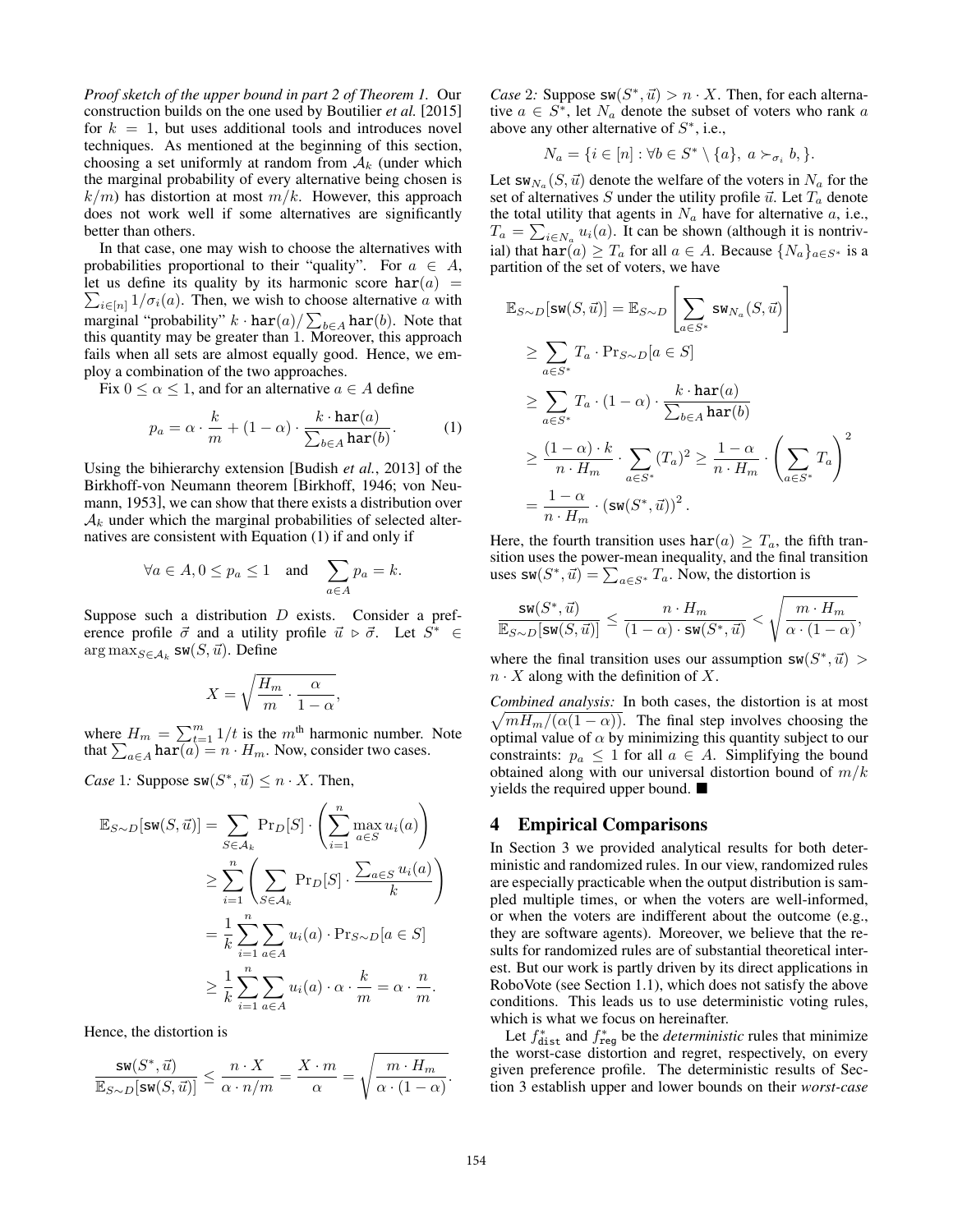*Proof sketch of the upper bound in part 2 of Theorem 1.* Our construction builds on the one used by Boutilier *et al.* [2015] for $k = 1$, but uses additional tools and introduces novel techniques. As mentioned at the beginning of this section, choosing a set uniformly at random from $\mathcal{A}_k$ (under which the marginal probability of every alternative being chosen is $k/m$) has distortion at most $m/k$. However, this approach does not work well if some alternatives are significantly better than others.

In that case, one may wish to choose the alternatives with probabilities proportional to their "quality". For $a \in A$, let us define its quality by its harmonic score $\mathtt{har}(a) = \sum_{i\in[n]} 1/\sigma_i(a)$. Then, we wish to choose alternative $a$ with marginal "probability" $k \cdot \mathtt{har}(a)/\sum_{b\in A} \mathtt{har}(b)$. Note that this quantity may be greater than 1. Moreover, this approach fails when all sets are almost equally good. Hence, we employ a combination of the two approaches.

Fix $0 \leq \alpha \leq 1$, and for an alternative $a \in A$ define

$$p_a = \alpha \cdot \frac{k}{m} + (1-\alpha) \cdot \frac{k \cdot \mathtt{har}(a)}{\sum_{b\in A} \mathtt{har}(b)}. \tag{1}$$

Using the bihierarchy extension [Budish *et al.*, 2013] of the Birkhoff-von Neumann theorem [Birkhoff, 1946; von Neumann, 1953], we can show that there exists a distribution over $\mathcal{A}_k$ under which the marginal probabilities of selected alternatives are consistent with Equation (1) if and only if

$$\forall a \in A, 0 \leq p_a \leq 1 \quad \text{and} \quad \sum_{a\in A} p_a = k.$$

Suppose such a distribution $D$ exists. Consider a preference profile $\vec{\sigma}$ and a utility profile $\vec{u} \triangleright \vec{\sigma}$. Let $S^* \in \arg\max_{S\in\mathcal{A}_k} \mathtt{sw}(S, \vec{u})$. Define

$$X = \sqrt{\frac{H_m}{m} \cdot \frac{\alpha}{1-\alpha}},$$

where $H_m = \sum_{t=1}^m 1/t$ is the $m^{\text{th}}$ harmonic number. Note that $\sum_{a\in A} \mathtt{har}(a) = n \cdot H_m$. Now, consider two cases.

*Case* 1*:* Suppose $\mathtt{sw}(S^*, \vec{u}) \leq n \cdot X$. Then,

$$\begin{aligned}
\mathbb{E}_{S\sim D}[\mathtt{sw}(S, \vec{u})] &= \sum_{S\in\mathcal{A}_k} \Pr_D[S] \cdot \left(\sum_{i=1}^n \max_{a\in S} u_i(a)\right) \\
&\geq \sum_{i=1}^n \left(\sum_{S\in\mathcal{A}_k} \Pr_D[S] \cdot \frac{\sum_{a\in S} u_i(a)}{k}\right) \\
&= \frac{1}{k} \sum_{i=1}^n \sum_{a\in A} u_i(a) \cdot \Pr_{S\sim D}[a \in S] \\
&\geq \frac{1}{k} \sum_{i=1}^n \sum_{a\in A} u_i(a) \cdot \alpha \cdot \frac{k}{m} = \alpha \cdot \frac{n}{m}.
\end{aligned}$$

Hence, the distortion is

$$\frac{\mathtt{sw}(S^*, \vec{u})}{\mathbb{E}_{S\sim D}[\mathtt{sw}(S, \vec{u})]} \leq \frac{n \cdot X}{\alpha \cdot n/m} = \frac{X \cdot m}{\alpha} = \sqrt{\frac{m \cdot H_m}{\alpha \cdot (1-\alpha)}}.$$

*Case* 2*:* Suppose $\mathtt{sw}(S^*, \vec{u}) > n \cdot X$. Then, for each alternative $a \in S^*$, let $N_a$ denote the subset of voters who rank $a$ above any other alternative of $S^*$, i.e.,

$$N_a = \{i \in [n] : \forall b \in S^* \setminus \{a\},\ a \succ_{\sigma_i} b, \}.$$

Let $\mathtt{sw}_{N_a}(S, \vec{u})$ denote the welfare of the voters in $N_a$ for the set of alternatives $S$ under the utility profile $\vec{u}$. Let $T_a$ denote the total utility that agents in $N_a$ have for alternative $a$, i.e., $T_a = \sum_{i\in N_a} u_i(a)$. It can be shown (although it is nontrivial) that $\mathtt{har}(a) \geq T_a$ for all $a \in A$. Because $\{N_a\}_{a\in S^*}$ is a partition of the set of voters, we have

$$\begin{aligned}
\mathbb{E}_{S\sim D}[\mathtt{sw}(S, \vec{u})] &= \mathbb{E}_{S\sim D}\left[\sum_{a\in S^*} \mathtt{sw}_{N_a}(S, \vec{u})\right] \\
&\geq \sum_{a\in S^*} T_a \cdot \Pr_{S\sim D}[a \in S] \\
&\geq \sum_{a\in S^*} T_a \cdot (1-\alpha) \cdot \frac{k \cdot \mathtt{har}(a)}{\sum_{b\in A} \mathtt{har}(b)} \\
&\geq \frac{(1-\alpha)\cdot k}{n \cdot H_m} \cdot \sum_{a\in S^*} (T_a)^2 \geq \frac{1-\alpha}{n \cdot H_m} \cdot \left(\sum_{a\in S^*} T_a\right)^2 \\
&= \frac{1-\alpha}{n \cdot H_m} \cdot (\mathtt{sw}(S^*, \vec{u}))^2.
\end{aligned}$$

Here, the fourth transition uses $\mathtt{har}(a) \geq T_a$, the fifth transition uses the power-mean inequality, and the final transition uses $\mathtt{sw}(S^*, \vec{u}) = \sum_{a\in S^*} T_a$. Now, the distortion is

$$\frac{\mathtt{sw}(S^*, \vec{u})}{\mathbb{E}_{S\sim D}[\mathtt{sw}(S, \vec{u})]} \leq \frac{n \cdot H_m}{(1-\alpha)\cdot \mathtt{sw}(S^*, \vec{u})} < \sqrt{\frac{m \cdot H_m}{\alpha \cdot (1-\alpha)}},$$

where the final transition uses our assumption $\mathtt{sw}(S^*, \vec{u}) > n \cdot X$ along with the definition of $X$.

*Combined analysis:* In both cases, the distortion is at most $\sqrt{mH_m/(\alpha(1-\alpha))}$. The final step involves choosing the optimal value of $\alpha$ by minimizing this quantity subject to our constraints: $p_a \leq 1$ for all $a \in A$. Simplifying the bound obtained along with our universal distortion bound of $m/k$ yields the required upper bound. ■

## 4 Empirical Comparisons

In Section 3 we provided analytical results for both deterministic and randomized rules. In our view, randomized rules are especially practicable when the output distribution is sampled multiple times, or when the voters are well-informed, or when the voters are indifferent about the outcome (e.g., they are software agents). Moreover, we believe that the results for randomized rules are of substantial theoretical interest. But our work is partly driven by its direct applications in RoboVote (see Section 1.1), which does not satisfy the above conditions. This leads us to use deterministic voting rules, which is what we focus on hereinafter.

Let $f^*_{\mathtt{dist}}$ and $f^*_{\mathtt{reg}}$ be the *deterministic* rules that minimize the worst-case distortion and regret, respectively, on every given preference profile. The deterministic results of Section 3 establish upper and lower bounds on their *worst-case*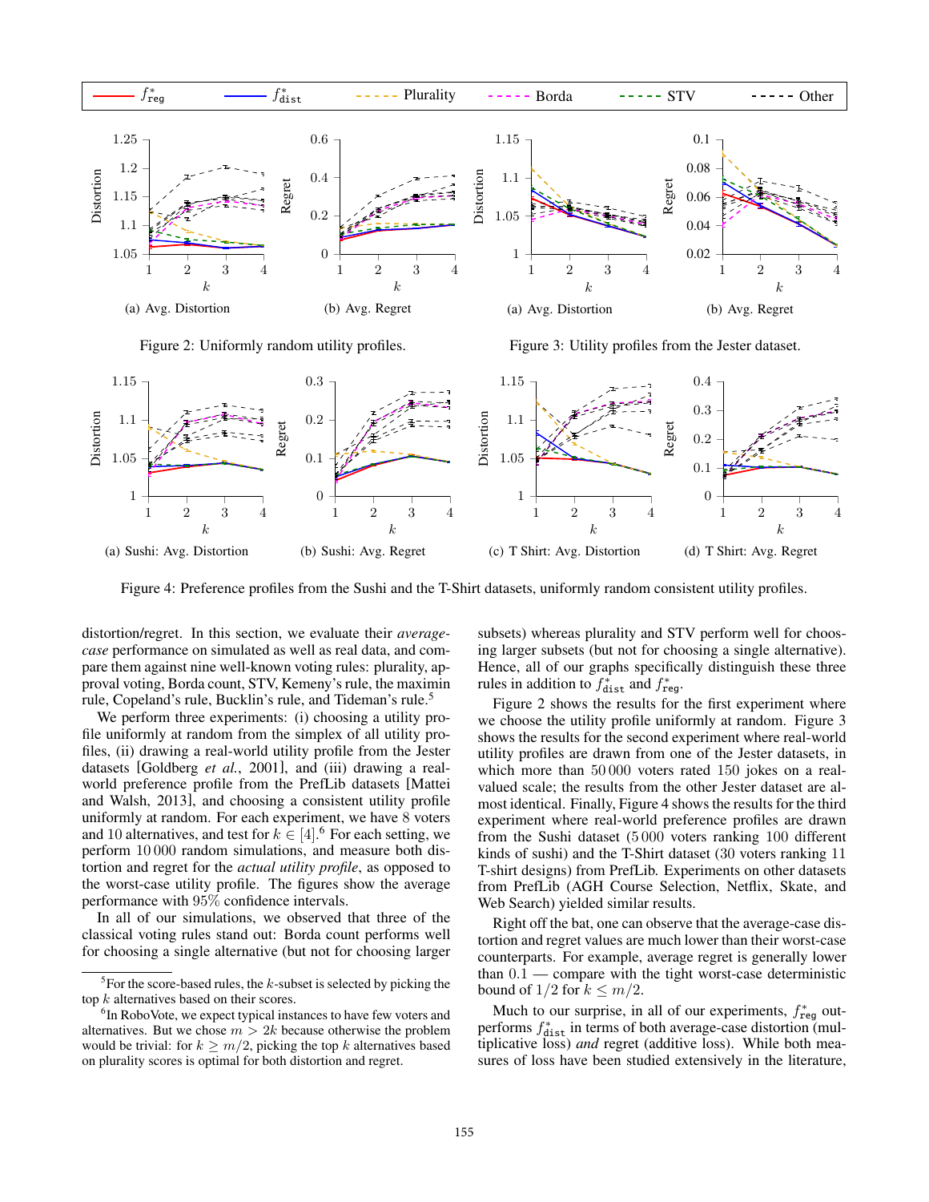Figure 2: Uniformly random utility profiles.

Figure 3: Utility profiles from the Jester dataset.

Figure 4: Preference profiles from the Sushi and the T-Shirt datasets, uniformly random consistent utility profiles.

distortion/regret. In this section, we evaluate their *average-case* performance on simulated as well as real data, and compare them against nine well-known voting rules: plurality, approval voting, Borda count, STV, Kemeny's rule, the maximin rule, Copeland's rule, Bucklin's rule, and Tideman's rule.[5]

We perform three experiments: (i) choosing a utility profile uniformly at random from the simplex of all utility profiles, (ii) drawing a real-world utility profile from the Jester datasets [Goldberg *et al.*, 2001], and (iii) drawing a real-world preference profile from the PrefLib datasets [Mattei and Walsh, 2013], and choosing a consistent utility profile uniformly at random. For each experiment, we have 8 voters and 10 alternatives, and test for $k \in [4]$.[6] For each setting, we perform 10 000 random simulations, and measure both distortion and regret for the *actual utility profile*, as opposed to the worst-case utility profile. The figures show the average performance with 95% confidence intervals.

In all of our simulations, we observed that three of the classical voting rules stand out: Borda count performs well for choosing a single alternative (but not for choosing larger subsets) whereas plurality and STV perform well for choosing larger subsets (but not for choosing a single alternative). Hence, all of our graphs specifically distinguish these three rules in addition to $f^*_{\texttt{dist}}$ and $f^*_{\texttt{reg}}$.

Figure 2 shows the results for the first experiment where we choose the utility profile uniformly at random. Figure 3 shows the results for the second experiment where real-world utility profiles are drawn from one of the Jester datasets, in which more than 50 000 voters rated 150 jokes on a real-valued scale; the results from the other Jester dataset are almost identical. Finally, Figure 4 shows the results for the third experiment where real-world preference profiles are drawn from the Sushi dataset (5 000 voters ranking 100 different kinds of sushi) and the T-Shirt dataset (30 voters ranking 11 T-shirt designs) from PrefLib. Experiments on other datasets from PrefLib (AGH Course Selection, Netflix, Skate, and Web Search) yielded similar results.

Right off the bat, one can observe that the average-case distortion and regret values are much lower than their worst-case counterparts. For example, average regret is generally lower than 0.1 — compare with the tight worst-case deterministic bound of $1/2$ for $k \le m/2$.

Much to our surprise, in all of our experiments, $f^*_{\texttt{reg}}$ outperforms $f^*_{\texttt{dist}}$ in terms of both average-case distortion (multiplicative loss) *and* regret (additive loss). While both measures of loss have been studied extensively in the literature,

[5] For the score-based rules, the $k$-subset is selected by picking the top $k$ alternatives based on their scores.

[6] In RoboVote, we expect typical instances to have few voters and alternatives. But we chose $m > 2k$ because otherwise the problem would be trivial: for $k \ge m/2$, picking the top $k$ alternatives based on plurality scores is optimal for both distortion and regret.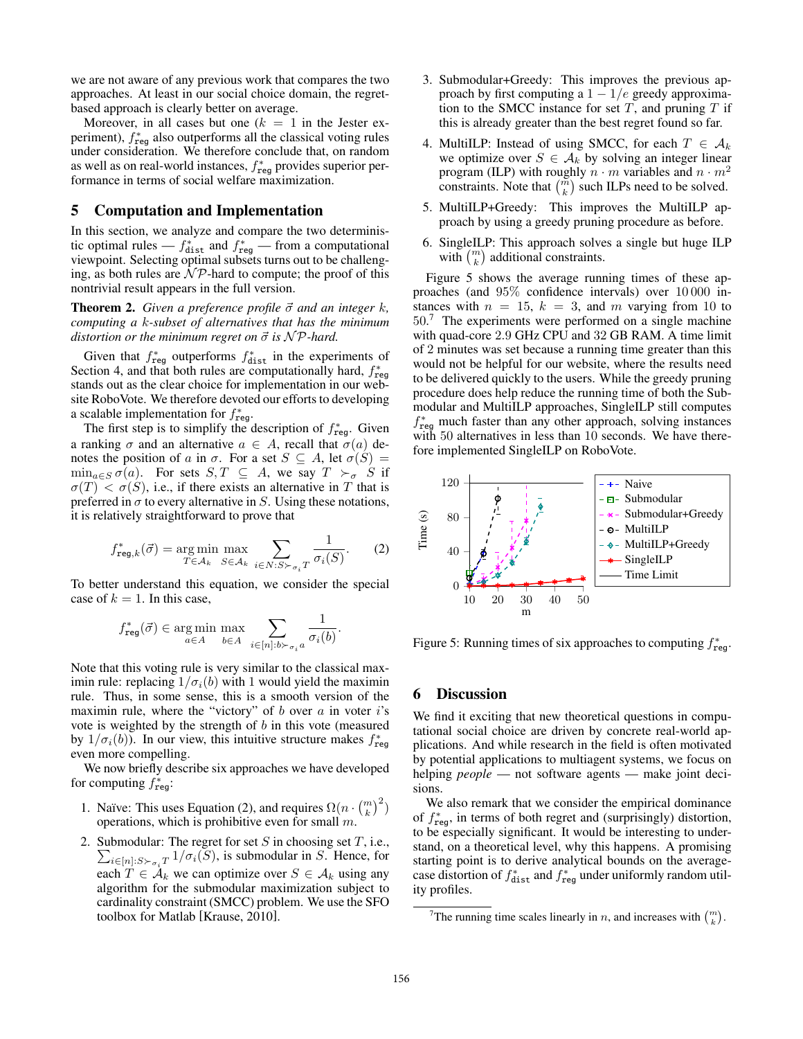we are not aware of any previous work that compares the two approaches. At least in our social choice domain, the regret-based approach is clearly better on average.

Moreover, in all cases but one ($k = 1$ in the Jester experiment), $f^*_{\texttt{reg}}$ also outperforms all the classical voting rules under consideration. We therefore conclude that, on random as well as on real-world instances, $f^*_{\texttt{reg}}$ provides superior performance in terms of social welfare maximization.

## 5 Computation and Implementation

In this section, we analyze and compare the two deterministic optimal rules — $f^*_{\texttt{dist}}$ and $f^*_{\texttt{reg}}$ — from a computational viewpoint. Selecting optimal subsets turns out to be challenging, as both rules are $\mathcal{NP}$-hard to compute; the proof of this nontrivial result appears in the full version.

**Theorem 2.** *Given a preference profile $\vec{\sigma}$ and an integer $k$, computing a $k$-subset of alternatives that has the minimum distortion or the minimum regret on $\vec{\sigma}$ is $\mathcal{NP}$-hard.*

Given that $f^*_{\texttt{reg}}$ outperforms $f^*_{\texttt{dist}}$ in the experiments of Section 4, and that both rules are computationally hard, $f^*_{\texttt{reg}}$ stands out as the clear choice for implementation in our website RoboVote. We therefore devoted our efforts to developing a scalable implementation for $f^*_{\texttt{reg}}$.

The first step is to simplify the description of $f^*_{\texttt{reg}}$. Given a ranking $\sigma$ and an alternative $a \in A$, recall that $\sigma(a)$ denotes the position of $a$ in $\sigma$. For a set $S \subseteq A$, let $\sigma(S) = \min_{a \in S} \sigma(a)$. For sets $S, T \subseteq A$, we say $T \succ_\sigma S$ if $\sigma(T) < \sigma(S)$, i.e., if there exists an alternative in $T$ that is preferred in $\sigma$ to every alternative in $S$. Using these notations, it is relatively straightforward to prove that

$$f^*_{\texttt{reg},k}(\vec{\sigma}) = \operatorname*{arg\,min}_{T \in \mathcal{A}_k} \max_{S \in \mathcal{A}_k} \sum_{i \in N: S \succ_{\sigma_i} T} \frac{1}{\sigma_i(S)}. \tag{2}$$

To better understand this equation, we consider the special case of $k = 1$. In this case,

$$f^*_{\texttt{reg}}(\vec{\sigma}) \in \operatorname*{arg\,min}_{a \in A} \max_{b \in A} \sum_{i \in [n]: b \succ_{\sigma_i} a} \frac{1}{\sigma_i(b)}.$$

Note that this voting rule is very similar to the classical maximin rule: replacing $1/\sigma_i(b)$ with 1 would yield the maximin rule. Thus, in some sense, this is a smooth version of the maximin rule, where the "victory" of $b$ over $a$ in voter $i$'s vote is weighted by the strength of $b$ in this vote (measured by $1/\sigma_i(b)$). In our view, this intuitive structure makes $f^*_{\texttt{reg}}$ even more compelling.

We now briefly describe six approaches we have developed for computing $f^*_{\texttt{reg}}$:

1. Naïve: This uses Equation (2), and requires $\Omega(n \cdot \binom{m}{k}^2)$ operations, which is prohibitive even for small $m$.
2. Submodular: The regret for set $S$ in choosing set $T$, i.e., $\sum_{i \in [n]: S \succ_{\sigma_i} T} 1/\sigma_i(S)$, is submodular in $S$. Hence, for each $T \in \mathcal{A}_k$ we can optimize over $S \in \mathcal{A}_k$ using any algorithm for the submodular maximization subject to cardinality constraint (SMCC) problem. We use the SFO toolbox for Matlab [Krause, 2010].
3. Submodular+Greedy: This improves the previous approach by first computing a $1 - 1/e$ greedy approximation to the SMCC instance for set $T$, and pruning $T$ if this is already greater than the best regret found so far.
4. MultiILP: Instead of using SMCC, for each $T \in \mathcal{A}_k$ we optimize over $S \in \mathcal{A}_k$ by solving an integer linear program (ILP) with roughly $n \cdot m$ variables and $n \cdot m^2$ constraints. Note that $\binom{m}{k}$ such ILPs need to be solved.
5. MultiILP+Greedy: This improves the MultiILP approach by using a greedy pruning procedure as before.
6. SingleILP: This approach solves a single but huge ILP with $\binom{m}{k}$ additional constraints.

Figure 5 shows the average running times of these approaches (and 95% confidence intervals) over 10 000 instances with $n = 15$, $k = 3$, and $m$ varying from 10 to 50.[7] The experiments were performed on a single machine with quad-core 2.9 GHz CPU and 32 GB RAM. A time limit of 2 minutes was set because a running time greater than this would not be helpful for our website, where the results need to be delivered quickly to the users. While the greedy pruning procedure does help reduce the running time of both the Submodular and MultiILP approaches, SingleILP still computes $f^*_{\texttt{reg}}$ much faster than any other approach, solving instances with 50 alternatives in less than 10 seconds. We have therefore implemented SingleILP on RoboVote.

Figure 5: Running times of six approaches to computing $f^*_{\texttt{reg}}$.

## 6 Discussion

We find it exciting that new theoretical questions in computational social choice are driven by concrete real-world applications. And while research in the field is often motivated by potential applications to multiagent systems, we focus on helping *people* — not software agents — make joint decisions.

We also remark that we consider the empirical dominance of $f^*_{\texttt{reg}}$, in terms of both regret and (surprisingly) distortion, to be especially significant. It would be interesting to understand, on a theoretical level, why this happens. A promising starting point is to derive analytical bounds on the average-case distortion of $f^*_{\texttt{dist}}$ and $f^*_{\texttt{reg}}$ under uniformly random utility profiles.

[7] The running time scales linearly in $n$, and increases with $\binom{m}{k}$.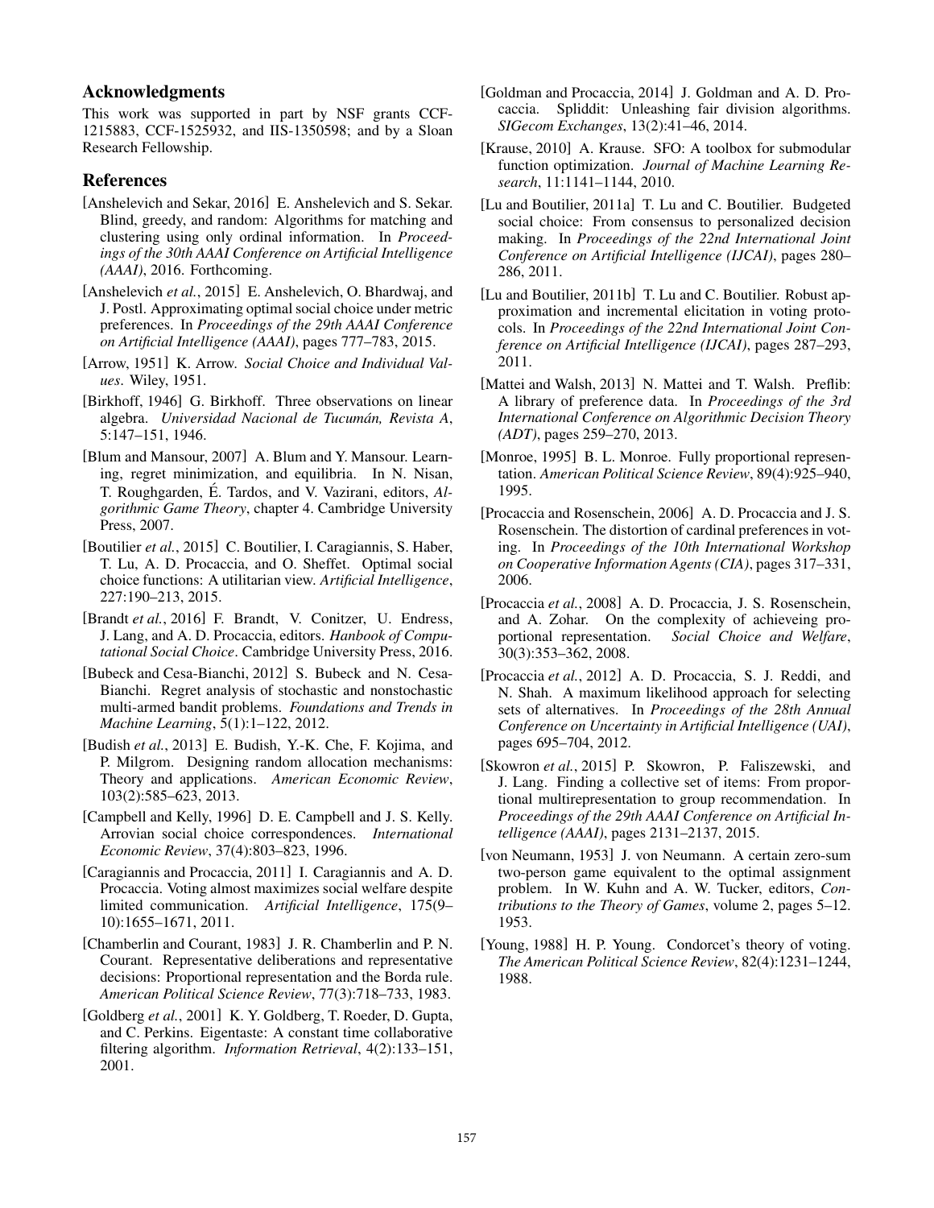## Acknowledgments

This work was supported in part by NSF grants CCF-1215883, CCF-1525932, and IIS-1350598; and by a Sloan Research Fellowship.

## References

[Anshelevich and Sekar, 2016] E. Anshelevich and S. Sekar. Blind, greedy, and random: Algorithms for matching and clustering using only ordinal information. In *Proceedings of the 30th AAAI Conference on Artificial Intelligence (AAAI)*, 2016. Forthcoming.

[Anshelevich *et al.*, 2015] E. Anshelevich, O. Bhardwaj, and J. Postl. Approximating optimal social choice under metric preferences. In *Proceedings of the 29th AAAI Conference on Artificial Intelligence (AAAI)*, pages 777–783, 2015.

[Arrow, 1951] K. Arrow. *Social Choice and Individual Values*. Wiley, 1951.

[Birkhoff, 1946] G. Birkhoff. Three observations on linear algebra. *Universidad Nacional de Tucumán, Revista A*, 5:147–151, 1946.

[Blum and Mansour, 2007] A. Blum and Y. Mansour. Learning, regret minimization, and equilibria. In N. Nisan, T. Roughgarden, É. Tardos, and V. Vazirani, editors, *Algorithmic Game Theory*, chapter 4. Cambridge University Press, 2007.

[Boutilier *et al.*, 2015] C. Boutilier, I. Caragiannis, S. Haber, T. Lu, A. D. Procaccia, and O. Sheffet. Optimal social choice functions: A utilitarian view. *Artificial Intelligence*, 227:190–213, 2015.

[Brandt *et al.*, 2016] F. Brandt, V. Conitzer, U. Endress, J. Lang, and A. D. Procaccia, editors. *Hanbook of Computational Social Choice*. Cambridge University Press, 2016.

[Bubeck and Cesa-Bianchi, 2012] S. Bubeck and N. Cesa-Bianchi. Regret analysis of stochastic and nonstochastic multi-armed bandit problems. *Foundations and Trends in Machine Learning*, 5(1):1–122, 2012.

[Budish *et al.*, 2013] E. Budish, Y.-K. Che, F. Kojima, and P. Milgrom. Designing random allocation mechanisms: Theory and applications. *American Economic Review*, 103(2):585–623, 2013.

[Campbell and Kelly, 1996] D. E. Campbell and J. S. Kelly. Arrovian social choice correspondences. *International Economic Review*, 37(4):803–823, 1996.

[Caragiannis and Procaccia, 2011] I. Caragiannis and A. D. Procaccia. Voting almost maximizes social welfare despite limited communication. *Artificial Intelligence*, 175(9–10):1655–1671, 2011.

[Chamberlin and Courant, 1983] J. R. Chamberlin and P. N. Courant. Representative deliberations and representative decisions: Proportional representation and the Borda rule. *American Political Science Review*, 77(3):718–733, 1983.

[Goldberg *et al.*, 2001] K. Y. Goldberg, T. Roeder, D. Gupta, and C. Perkins. Eigentaste: A constant time collaborative filtering algorithm. *Information Retrieval*, 4(2):133–151, 2001.

[Goldman and Procaccia, 2014] J. Goldman and A. D. Procaccia. Spliddit: Unleashing fair division algorithms. *SIGecom Exchanges*, 13(2):41–46, 2014.

[Krause, 2010] A. Krause. SFO: A toolbox for submodular function optimization. *Journal of Machine Learning Research*, 11:1141–1144, 2010.

[Lu and Boutilier, 2011a] T. Lu and C. Boutilier. Budgeted social choice: From consensus to personalized decision making. In *Proceedings of the 22nd International Joint Conference on Artificial Intelligence (IJCAI)*, pages 280–286, 2011.

[Lu and Boutilier, 2011b] T. Lu and C. Boutilier. Robust approximation and incremental elicitation in voting protocols. In *Proceedings of the 22nd International Joint Conference on Artificial Intelligence (IJCAI)*, pages 287–293, 2011.

[Mattei and Walsh, 2013] N. Mattei and T. Walsh. Preflib: A library of preference data. In *Proceedings of the 3rd International Conference on Algorithmic Decision Theory (ADT)*, pages 259–270, 2013.

[Monroe, 1995] B. L. Monroe. Fully proportional representation. *American Political Science Review*, 89(4):925–940, 1995.

[Procaccia and Rosenschein, 2006] A. D. Procaccia and J. S. Rosenschein. The distortion of cardinal preferences in voting. In *Proceedings of the 10th International Workshop on Cooperative Information Agents (CIA)*, pages 317–331, 2006.

[Procaccia *et al.*, 2008] A. D. Procaccia, J. S. Rosenschein, and A. Zohar. On the complexity of achieveing proportional representation. *Social Choice and Welfare*, 30(3):353–362, 2008.

[Procaccia *et al.*, 2012] A. D. Procaccia, S. J. Reddi, and N. Shah. A maximum likelihood approach for selecting sets of alternatives. In *Proceedings of the 28th Annual Conference on Uncertainty in Artificial Intelligence (UAI)*, pages 695–704, 2012.

[Skowron *et al.*, 2015] P. Skowron, P. Faliszewski, and J. Lang. Finding a collective set of items: From proportional multirepresentation to group recommendation. In *Proceedings of the 29th AAAI Conference on Artificial Intelligence (AAAI)*, pages 2131–2137, 2015.

[von Neumann, 1953] J. von Neumann. A certain zero-sum two-person game equivalent to the optimal assignment problem. In W. Kuhn and A. W. Tucker, editors, *Contributions to the Theory of Games*, volume 2, pages 5–12. 1953.

[Young, 1988] H. P. Young. Condorcet's theory of voting. *The American Political Science Review*, 82(4):1231–1244, 1988.